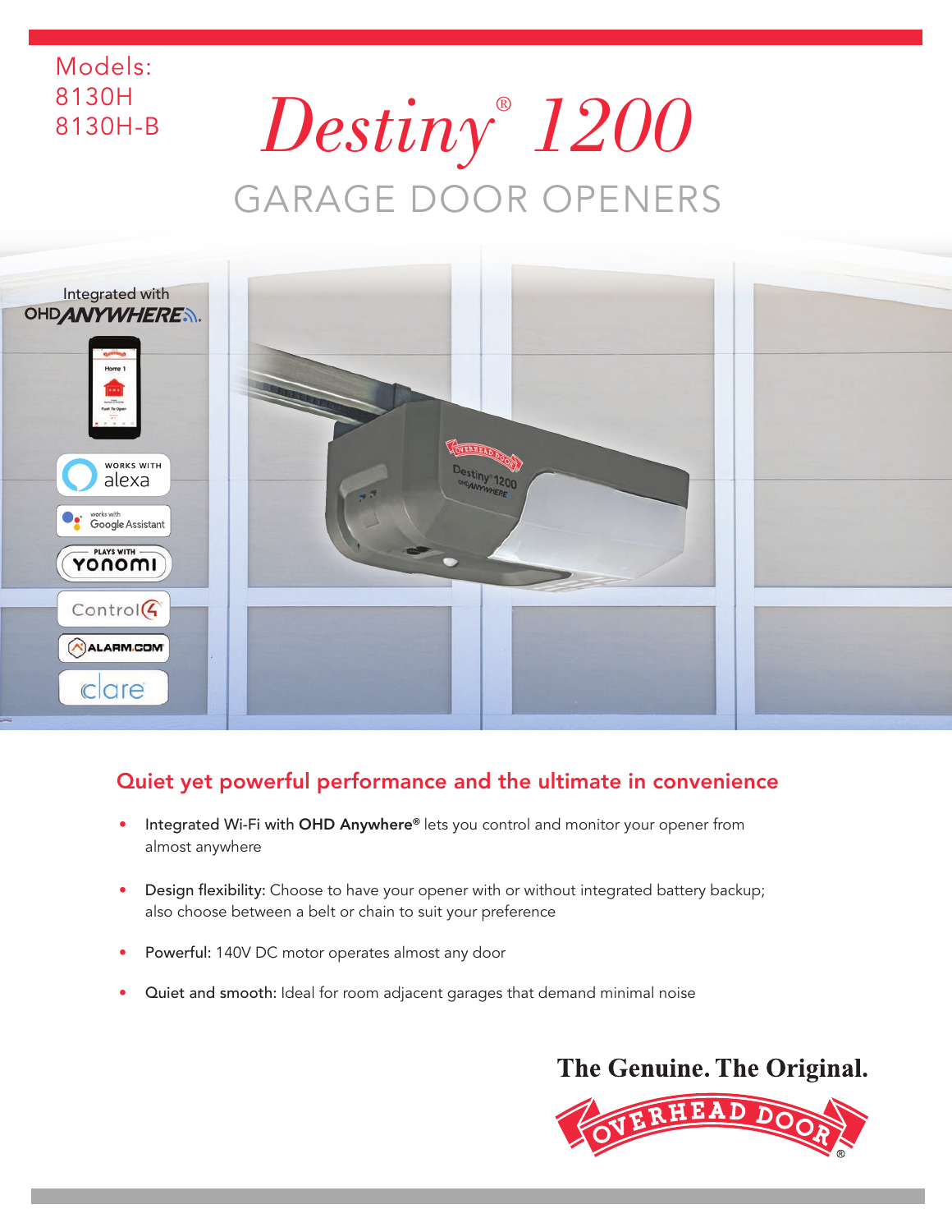Models:
8130H
8130H-B

# *Destiny® 1200*

## GARAGE DOOR OPENERS

Integrated with OHD ANYWHERE

Works with alexa

works with Google Assistant

Plays with yonomi

Control4

ALARM.COM

clare

### Quiet yet powerful performance and the ultimate in convenience

- Integrated Wi-Fi with **OHD Anywhere®** lets you control and monitor your opener from almost anywhere
- Design flexibility: Choose to have your opener with or without integrated battery backup; also choose between a belt or chain to suit your preference
- Powerful: 140V DC motor operates almost any door
- Quiet and smooth: Ideal for room adjacent garages that demand minimal noise

**The Genuine. The Original.**

OVERHEAD DOOR®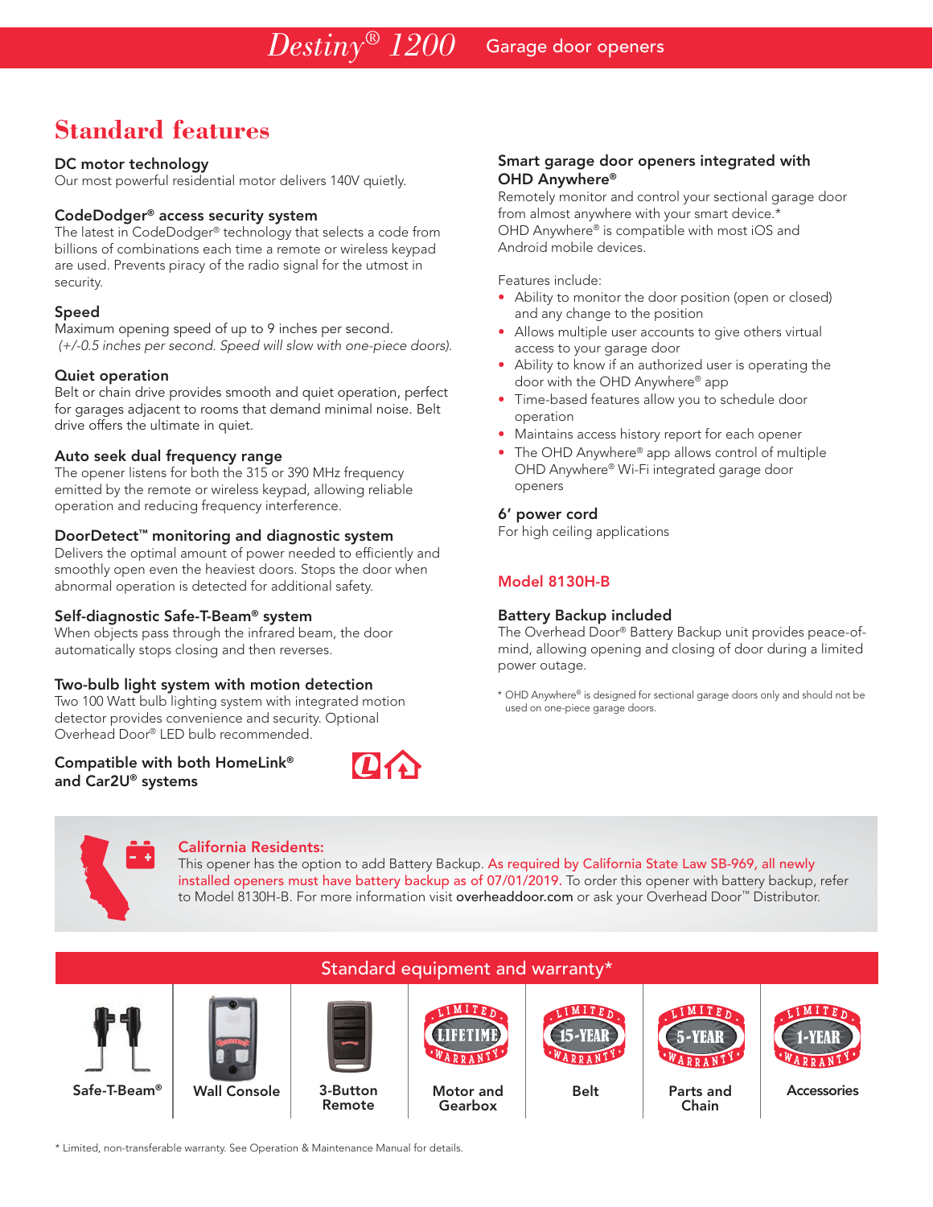# Destiny® 1200 Garage door openers

## Standard features

**DC motor technology**
Our most powerful residential motor delivers 140V quietly.

**CodeDodger® access security system**
The latest in CodeDodger® technology that selects a code from billions of combinations each time a remote or wireless keypad are used. Prevents piracy of the radio signal for the utmost in security.

**Speed**
Maximum opening speed of up to 9 inches per second.
*(+/-0.5 inches per second. Speed will slow with one-piece doors).*

**Quiet operation**
Belt or chain drive provides smooth and quiet operation, perfect for garages adjacent to rooms that demand minimal noise. Belt drive offers the ultimate in quiet.

**Auto seek dual frequency range**
The opener listens for both the 315 or 390 MHz frequency emitted by the remote or wireless keypad, allowing reliable operation and reducing frequency interference.

**DoorDetect™ monitoring and diagnostic system**
Delivers the optimal amount of power needed to efficiently and smoothly open even the heaviest doors. Stops the door when abnormal operation is detected for additional safety.

**Self-diagnostic Safe-T-Beam® system**
When objects pass through the infrared beam, the door automatically stops closing and then reverses.

**Two-bulb light system with motion detection**
Two 100 Watt bulb lighting system with integrated motion detector provides convenience and security. Optional Overhead Door® LED bulb recommended.

**Compatible with both HomeLink® and Car2U® systems**

**Smart garage door openers integrated with OHD Anywhere®**
Remotely monitor and control your sectional garage door from almost anywhere with your smart device.* OHD Anywhere® is compatible with most iOS and Android mobile devices.

Features include:

- Ability to monitor the door position (open or closed) and any change to the position
- Allows multiple user accounts to give others virtual access to your garage door
- Ability to know if an authorized user is operating the door with the OHD Anywhere® app
- Time-based features allow you to schedule door operation
- Maintains access history report for each opener
- The OHD Anywhere® app allows control of multiple OHD Anywhere® Wi-Fi integrated garage door openers

**6' power cord**
For high ceiling applications

### Model 8130H-B

**Battery Backup included**
The Overhead Door® Battery Backup unit provides peace-of-mind, allowing opening and closing of door during a limited power outage.

\* OHD Anywhere® is designed for sectional garage doors only and should not be used on one-piece garage doors.

**California Residents:**
This opener has the option to add Battery Backup. As required by California State Law SB-969, all newly installed openers must have battery backup as of 07/01/2019. To order this opener with battery backup, refer to Model 8130H-B. For more information visit **overheaddoor.com** or ask your Overhead Door™ Distributor.

## Standard equipment and warranty*

| Safe-T-Beam® | Wall Console | 3-Button Remote | Motor and Gearbox | Belt | Parts and Chain | Accessories |
|---|---|---|---|---|---|---|
| | | | Limited Lifetime Warranty | Limited 15-Year Warranty | Limited 5-Year Warranty | Limited 1-Year Warranty |

\* Limited, non-transferable warranty. See Operation & Maintenance Manual for details.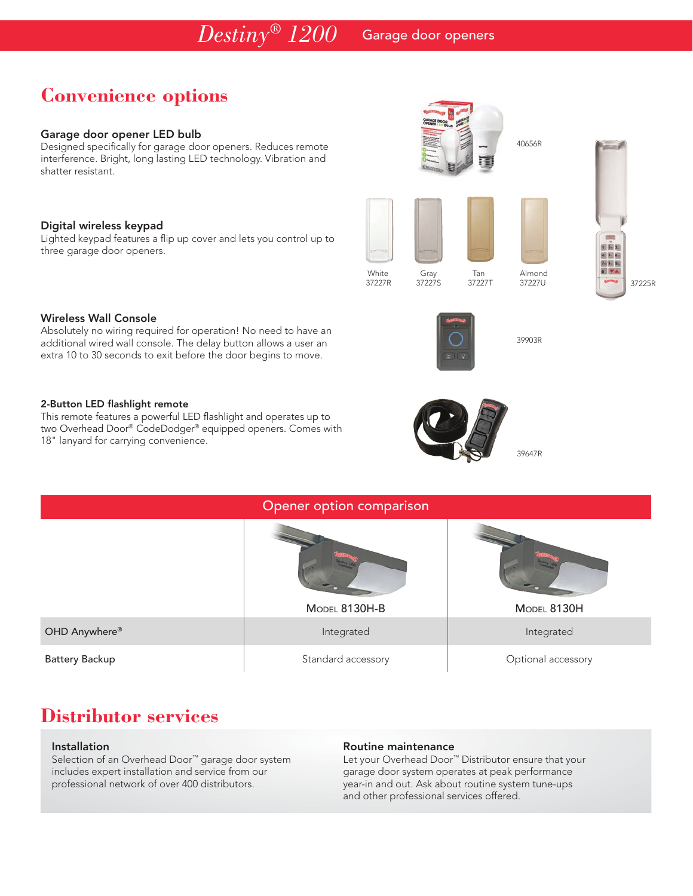## Convenience options

### Garage door opener LED bulb

Designed specifically for garage door openers. Reduces remote interference. Bright, long lasting LED technology. Vibration and shatter resistant.

40656R

### Digital wireless keypad

Lighted keypad features a flip up cover and lets you control up to three garage door openers.

White 37227R

Gray 37227S

Tan 37227T

Almond 37227U

37225R

### Wireless Wall Console

Absolutely no wiring required for operation! No need to have an additional wired wall console. The delay button allows a user an extra 10 to 30 seconds to exit before the door begins to move.

39903R

### 2-Button LED flashlight remote

This remote features a powerful LED flashlight and operates up to two Overhead Door® CodeDodger® equipped openers. Comes with 18" lanyard for carrying convenience.

39647R

## Opener option comparison

| | Model 8130H-B | Model 8130H |
|---|---|---|
| OHD Anywhere® | Integrated | Integrated |
| Battery Backup | Standard accessory | Optional accessory |

## Distributor services

### Installation

Selection of an Overhead Door™ garage door system includes expert installation and service from our professional network of over 400 distributors.

### Routine maintenance

Let your Overhead Door™ Distributor ensure that your garage door system operates at peak performance year-in and out. Ask about routine system tune-ups and other professional services offered.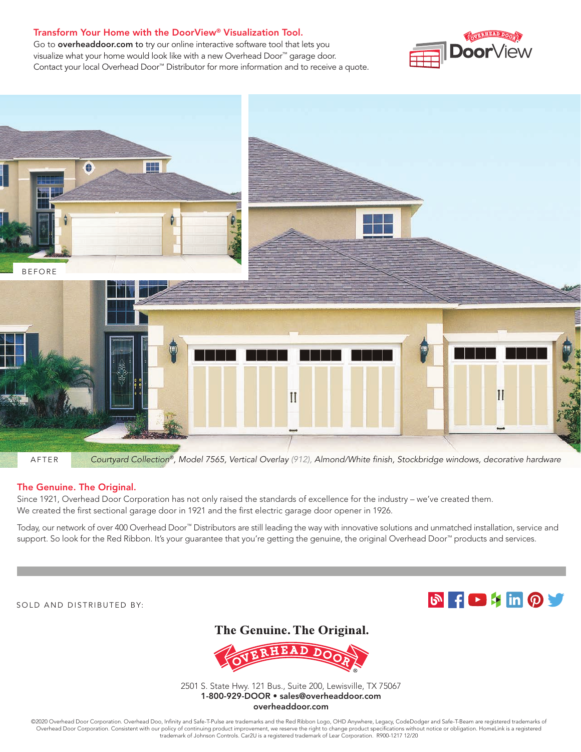## Transform Your Home with the DoorView® Visualization Tool.

Go to **overheaddoor.com** to try our online interactive software tool that lets you visualize what your home would look like with a new Overhead Door™ garage door. Contact your local Overhead Door™ Distributor for more information and to receive a quote.

BEFORE

AFTER

*Courtyard Collection®, Model 7565, Vertical Overlay (912), Almond/White finish, Stockbridge windows, decorative hardware*

## The Genuine. The Original.

Since 1921, Overhead Door Corporation has not only raised the standards of excellence for the industry – we've created them. We created the first sectional garage door in 1921 and the first electric garage door opener in 1926.

Today, our network of over 400 Overhead Door™ Distributors are still leading the way with innovative solutions and unmatched installation, service and support. So look for the Red Ribbon. It's your guarantee that you're getting the genuine, the original Overhead Door™ products and services.

SOLD AND DISTRIBUTED BY:

**The Genuine. The Original.**

2501 S. State Hwy. 121 Bus., Suite 200, Lewisville, TX 75067
**1-800-929-DOOR • sales@overheaddoor.com**
**overheaddoor.com**

©2020 Overhead Door Corporation. Overhead Doo, Infinity and Safe-T-Pulse are trademarks and the Red Ribbon Logo, OHD Anywhere, Legacy, CodeDodger and Safe-T-Beam are registered trademarks of Overhead Door Corporation. Consistent with our policy of continuing product improvement, we reserve the right to change product specifications without notice or obligation. HomeLink is a registered trademark of Johnson Controls. Car2U is a registered trademark of Lear Corporation. R900-1217 12/20